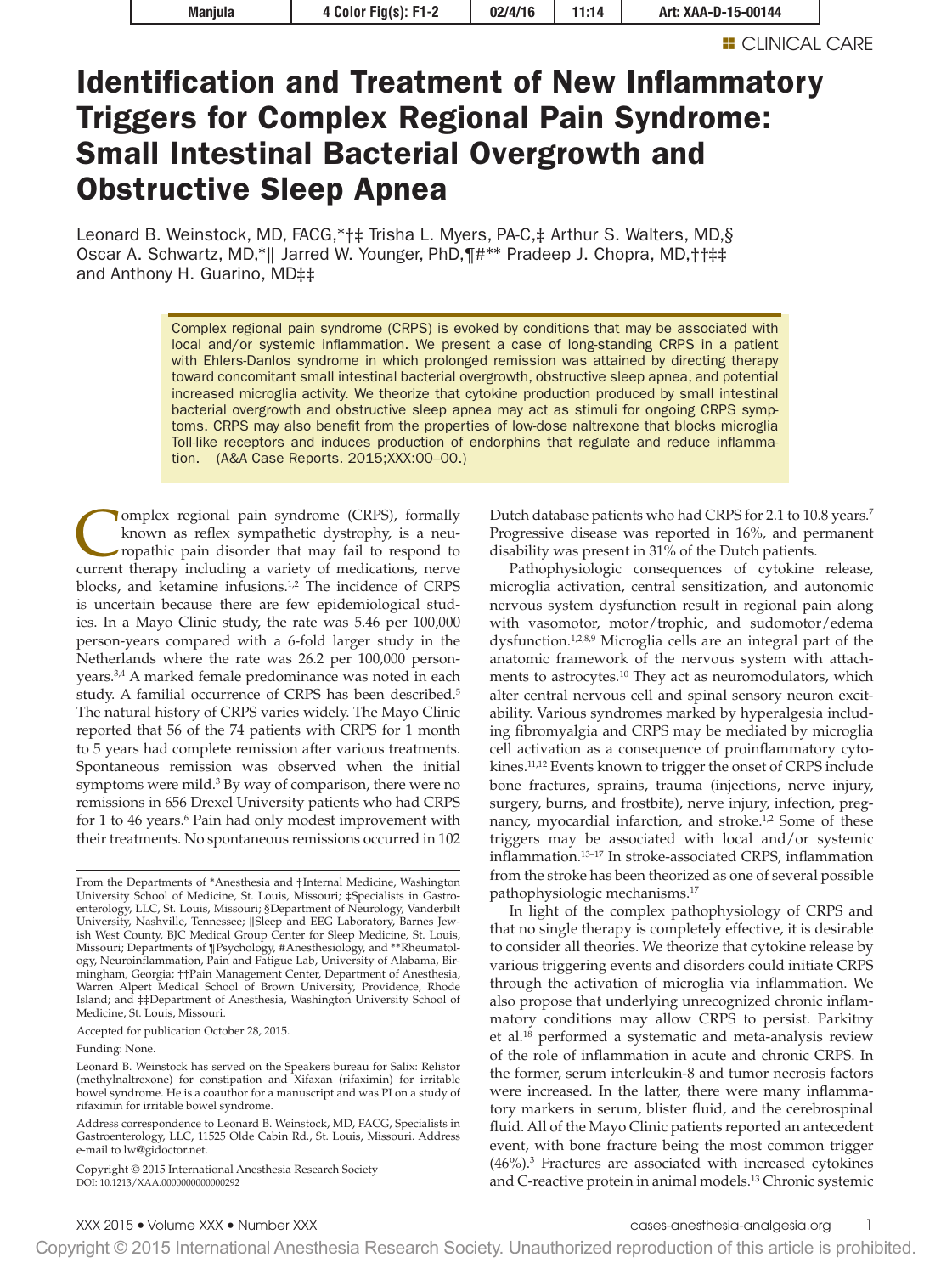CLINICAL CARE

# Identification and Treatment of New Inflammatory Triggers for Complex Regional Pain Syndrome: Small Intestinal Bacterial Overgrowth and Obstructive Sleep Apnea

Leonard B. Weinstock, MD, FACG,*†‡ Trisha L. Myers, PA-C,‡ Arthur S. Walters, MD,§ Oscar A. Schwartz, MD,*|| Jarred W. Younger, PhD,¶#** Pradeep J. Chopra, MD,††‡‡ and Anthony H. Guarino, MD‡‡

Complex regional pain syndrome (CRPS) is evoked by conditions that may be associated with local and/or systemic inflammation. We present a case of long-standing CRPS in a patient with Ehlers-Danlos syndrome in which prolonged remission was attained by directing therapy toward concomitant small intestinal bacterial overgrowth, obstructive sleep apnea, and potential increased microglia activity. We theorize that cytokine production produced by small intestinal bacterial overgrowth and obstructive sleep apnea may act as stimuli for ongoing CRPS symptoms. CRPS may also benefit from the properties of low-dose naltrexone that blocks microglia Toll-like receptors and induces production of endorphins that regulate and reduce inflammation. (A&A Case Reports. 2015;XXX:00–00.)

Complex regional pain syndrome (CRPS), formally known as reflex sympathetic dystrophy, is a neuropathic pain disorder that may fail to respond to current therapy including a variety of medications, nerve blocks, and ketamine infusions.[1,2] The incidence of CRPS is uncertain because there are few epidemiological studies. In a Mayo Clinic study, the rate was 5.46 per 100,000 person-years compared with a 6-fold larger study in the Netherlands where the rate was 26.2 per 100,000 person-years.[3,4] A marked female predominance was noted in each study. A familial occurrence of CRPS has been described.[5] The natural history of CRPS varies widely. The Mayo Clinic reported that 56 of the 74 patients with CRPS for 1 month to 5 years had complete remission after various treatments. Spontaneous remission was observed when the initial symptoms were mild.[3] By way of comparison, there were no remissions in 656 Drexel University patients who had CRPS for 1 to 46 years.[6] Pain had only modest improvement with their treatments. No spontaneous remissions occurred in 102 Dutch database patients who had CRPS for 2.1 to 10.8 years.[7] Progressive disease was reported in 16%, and permanent disability was present in 31% of the Dutch patients.

Pathophysiologic consequences of cytokine release, microglia activation, central sensitization, and autonomic nervous system dysfunction result in regional pain along with vasomotor, motor/trophic, and sudomotor/edema dysfunction.[1,2,8,9] Microglia cells are an integral part of the anatomic framework of the nervous system with attachments to astrocytes.[10] They act as neuromodulators, which alter central nervous cell and spinal sensory neuron excitability. Various syndromes marked by hyperalgesia including fibromyalgia and CRPS may be mediated by microglia cell activation as a consequence of proinflammatory cytokines.[11,12] Events known to trigger the onset of CRPS include bone fractures, sprains, trauma (injections, nerve injury, surgery, burns, and frostbite), nerve injury, infection, pregnancy, myocardial infarction, and stroke.[1,2] Some of these triggers may be associated with local and/or systemic inflammation.[13–17] In stroke-associated CRPS, inflammation from the stroke has been theorized as one of several possible pathophysiologic mechanisms.[17]

In light of the complex pathophysiology of CRPS and that no single therapy is completely effective, it is desirable to consider all theories. We theorize that cytokine release by various triggering events and disorders could initiate CRPS through the activation of microglia via inflammation. We also propose that underlying unrecognized chronic inflammatory conditions may allow CRPS to persist. Parkitny et al.[18] performed a systematic and meta-analysis review of the role of inflammation in acute and chronic CRPS. In the former, serum interleukin-8 and tumor necrosis factors were increased. In the latter, there were many inflammatory markers in serum, blister fluid, and the cerebrospinal fluid. All of the Mayo Clinic patients reported an antecedent event, with bone fracture being the most common trigger (46%).[3] Fractures are associated with increased cytokines and C-reactive protein in animal models.[13] Chronic systemic

From the Departments of *Anesthesia and †Internal Medicine, Washington University School of Medicine, St. Louis, Missouri; ‡Specialists in Gastroenterology, LLC, St. Louis, Missouri; §Department of Neurology, Vanderbilt University, Nashville, Tennessee; ||Sleep and EEG Laboratory, Barnes Jewish West County, BJC Medical Group Center for Sleep Medicine, St. Louis, Missouri; Departments of ¶Psychology, #Anesthesiology, and **Rheumatology, Neuroinflammation, Pain and Fatigue Lab, University of Alabama, Birmingham, Georgia; ††Pain Management Center, Department of Anesthesia, Warren Alpert Medical School of Brown University, Providence, Rhode Island; and ‡‡Department of Anesthesia, Washington University School of Medicine, St. Louis, Missouri.

Accepted for publication October 28, 2015.

Funding: None.

Leonard B. Weinstock has served on the Speakers bureau for Salix: Relistor (methylnaltrexone) for constipation and Xifaxan (rifaximin) for irritable bowel syndrome. He is a coauthor for a manuscript and was PI on a study of rifaximin for irritable bowel syndrome.

Address correspondence to Leonard B. Weinstock, MD, FACG, Specialists in Gastroenterology, LLC, 11525 Olde Cabin Rd., St. Louis, Missouri. Address e-mail to lw@gidoctor.net.

Copyright © 2015 International Anesthesia Research Society
DOI: 10.1213/XAA.0000000000000292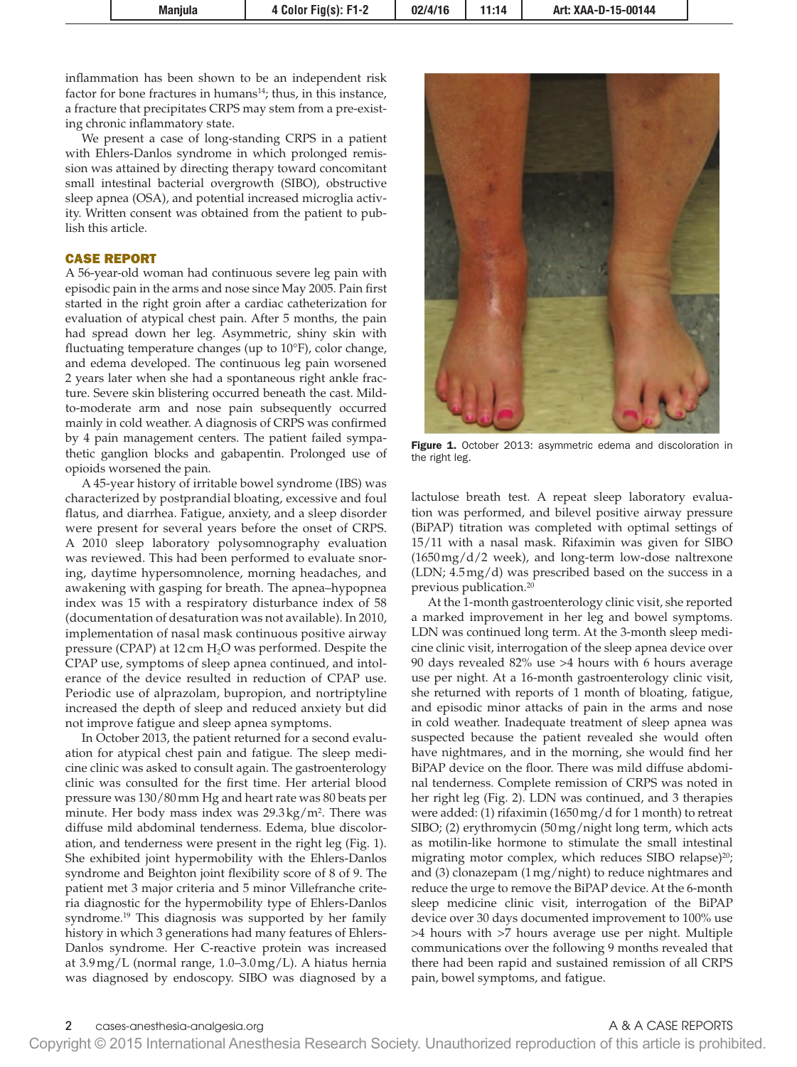inflammation has been shown to be an independent risk factor for bone fractures in humans[14]; thus, in this instance, a fracture that precipitates CRPS may stem from a pre-existing chronic inflammatory state.

We present a case of long-standing CRPS in a patient with Ehlers-Danlos syndrome in which prolonged remission was attained by directing therapy toward concomitant small intestinal bacterial overgrowth (SIBO), obstructive sleep apnea (OSA), and potential increased microglia activity. Written consent was obtained from the patient to publish this article.

## CASE REPORT

A 56-year-old woman had continuous severe leg pain with episodic pain in the arms and nose since May 2005. Pain first started in the right groin after a cardiac catheterization for evaluation of atypical chest pain. After 5 months, the pain had spread down her leg. Asymmetric, shiny skin with fluctuating temperature changes (up to 10°F), color change, and edema developed. The continuous leg pain worsened 2 years later when she had a spontaneous right ankle fracture. Severe skin blistering occurred beneath the cast. Mild-to-moderate arm and nose pain subsequently occurred mainly in cold weather. A diagnosis of CRPS was confirmed by 4 pain management centers. The patient failed sympathetic ganglion blocks and gabapentin. Prolonged use of opioids worsened the pain.

A 45-year history of irritable bowel syndrome (IBS) was characterized by postprandial bloating, excessive and foul flatus, and diarrhea. Fatigue, anxiety, and a sleep disorder were present for several years before the onset of CRPS. A 2010 sleep laboratory polysomnography evaluation was reviewed. This had been performed to evaluate snoring, daytime hypersomnolence, morning headaches, and awakening with gasping for breath. The apnea–hypopnea index was 15 with a respiratory disturbance index of 58 (documentation of desaturation was not available). In 2010, implementation of nasal mask continuous positive airway pressure (CPAP) at 12 cm $H_2O$ was performed. Despite the CPAP use, symptoms of sleep apnea continued, and intolerance of the device resulted in reduction of CPAP use. Periodic use of alprazolam, bupropion, and nortriptyline increased the depth of sleep and reduced anxiety but did not improve fatigue and sleep apnea symptoms.

In October 2013, the patient returned for a second evaluation for atypical chest pain and fatigue. The sleep medicine clinic was asked to consult again. The gastroenterology clinic was consulted for the first time. Her arterial blood pressure was 130/80 mm Hg and heart rate was 80 beats per minute. Her body mass index was 29.3 kg/m². There was diffuse mild abdominal tenderness. Edema, blue discoloration, and tenderness were present in the right leg (Fig. 1). She exhibited joint hypermobility with the Ehlers-Danlos syndrome and Beighton joint flexibility score of 8 of 9. The patient met 3 major criteria and 5 minor Villefranche criteria diagnostic for the hypermobility type of Ehlers-Danlos syndrome.[19] This diagnosis was supported by her family history in which 3 generations had many features of Ehlers-Danlos syndrome. Her C-reactive protein was increased at 3.9 mg/L (normal range, 1.0–3.0 mg/L). A hiatus hernia was diagnosed by endoscopy. SIBO was diagnosed by a lactulose breath test. A repeat sleep laboratory evaluation was performed, and bilevel positive airway pressure (BiPAP) titration was completed with optimal settings of 15/11 with a nasal mask. Rifaximin was given for SIBO (1650 mg/d/2 week), and long-term low-dose naltrexone (LDN; 4.5 mg/d) was prescribed based on the success in a previous publication.[20]

**Figure 1.** October 2013: asymmetric edema and discoloration in the right leg.

At the 1-month gastroenterology clinic visit, she reported a marked improvement in her leg and bowel symptoms. LDN was continued long term. At the 3-month sleep medicine clinic visit, interrogation of the sleep apnea device over 90 days revealed 82% use >4 hours with 6 hours average use per night. At a 16-month gastroenterology clinic visit, she returned with reports of 1 month of bloating, fatigue, and episodic minor attacks of pain in the arms and nose in cold weather. Inadequate treatment of sleep apnea was suspected because the patient revealed she would often have nightmares, and in the morning, she would find her BiPAP device on the floor. There was mild diffuse abdominal tenderness. Complete remission of CRPS was noted in her right leg (Fig. 2). LDN was continued, and 3 therapies were added: (1) rifaximin (1650 mg/d for 1 month) to retreat SIBO; (2) erythromycin (50 mg/night long term, which acts as motilin-like hormone to stimulate the small intestinal migrating motor complex, which reduces SIBO relapse)[20]; and (3) clonazepam (1 mg/night) to reduce nightmares and reduce the urge to remove the BiPAP device. At the 6-month sleep medicine clinic visit, interrogation of the BiPAP device over 30 days documented improvement to 100% use >4 hours with >7 hours average use per night. Multiple communications over the following 9 months revealed that there had been rapid and sustained remission of all CRPS pain, bowel symptoms, and fatigue.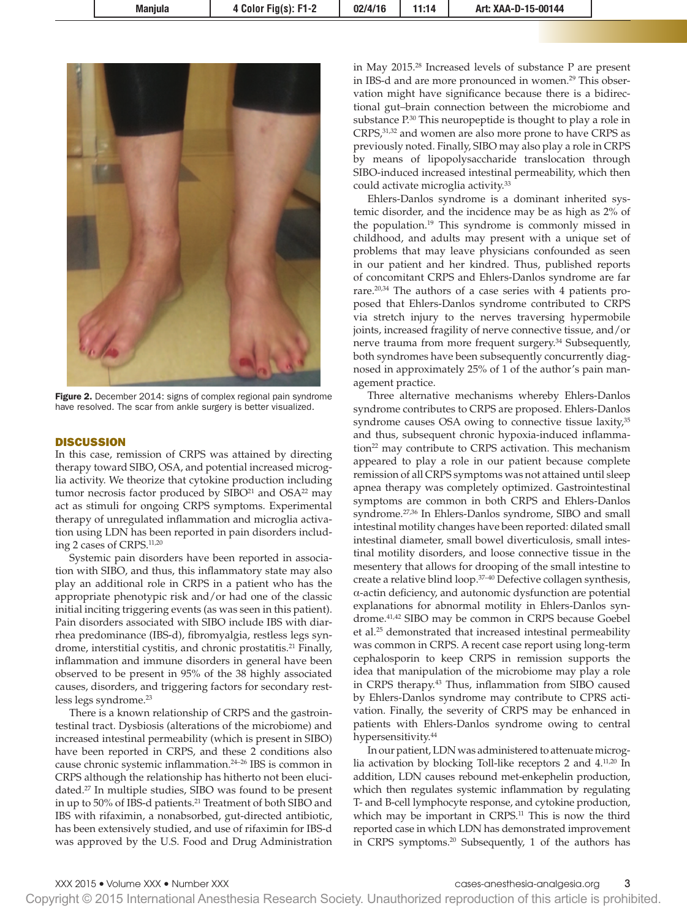Figure 2. December 2014: signs of complex regional pain syndrome have resolved. The scar from ankle surgery is better visualized.

## DISCUSSION

In this case, remission of CRPS was attained by directing therapy toward SIBO, OSA, and potential increased microglia activity. We theorize that cytokine production including tumor necrosis factor produced by SIBO[21] and OSA[22] may act as stimuli for ongoing CRPS symptoms. Experimental therapy of unregulated inflammation and microglia activation using LDN has been reported in pain disorders including 2 cases of CRPS.[11,20]

Systemic pain disorders have been reported in association with SIBO, and thus, this inflammatory state may also play an additional role in CRPS in a patient who has the appropriate phenotypic risk and/or had one of the classic initial inciting triggering events (as was seen in this patient). Pain disorders associated with SIBO include IBS with diarrhea predominance (IBS-d), fibromyalgia, restless legs syndrome, interstitial cystitis, and chronic prostatitis.[21] Finally, inflammation and immune disorders in general have been observed to be present in 95% of the 38 highly associated causes, disorders, and triggering factors for secondary restless legs syndrome.[23]

There is a known relationship of CRPS and the gastrointestinal tract. Dysbiosis (alterations of the microbiome) and increased intestinal permeability (which is present in SIBO) have been reported in CRPS, and these 2 conditions also cause chronic systemic inflammation.[24–26] IBS is common in CRPS although the relationship has hitherto not been elucidated.[27] In multiple studies, SIBO was found to be present in up to 50% of IBS-d patients.[21] Treatment of both SIBO and IBS with rifaximin, a nonabsorbed, gut-directed antibiotic, has been extensively studied, and use of rifaximin for IBS-d was approved by the U.S. Food and Drug Administration in May 2015.[28] Increased levels of substance P are present in IBS-d and are more pronounced in women.[29] This observation might have significance because there is a bidirectional gut–brain connection between the microbiome and substance P.[30] This neuropeptide is thought to play a role in CRPS,[31,32] and women are also more prone to have CRPS as previously noted. Finally, SIBO may also play a role in CRPS by means of lipopolysaccharide translocation through SIBO-induced increased intestinal permeability, which then could activate microglia activity.[33]

Ehlers-Danlos syndrome is a dominant inherited systemic disorder, and the incidence may be as high as 2% of the population.[19] This syndrome is commonly missed in childhood, and adults may present with a unique set of problems that may leave physicians confounded as seen in our patient and her kindred. Thus, published reports of concomitant CRPS and Ehlers-Danlos syndrome are far rare.[20,34] The authors of a case series with 4 patients proposed that Ehlers-Danlos syndrome contributed to CRPS via stretch injury to the nerves traversing hypermobile joints, increased fragility of nerve connective tissue, and/or nerve trauma from more frequent surgery.[34] Subsequently, both syndromes have been subsequently concurrently diagnosed in approximately 25% of 1 of the author's pain management practice.

Three alternative mechanisms whereby Ehlers-Danlos syndrome contributes to CRPS are proposed. Ehlers-Danlos syndrome causes OSA owing to connective tissue laxity,[35] and thus, subsequent chronic hypoxia-induced inflammation[22] may contribute to CRPS activation. This mechanism appeared to play a role in our patient because complete remission of all CRPS symptoms was not attained until sleep apnea therapy was completely optimized. Gastrointestinal symptoms are common in both CRPS and Ehlers-Danlos syndrome.[27,36] In Ehlers-Danlos syndrome, SIBO and small intestinal motility changes have been reported: dilated small intestinal diameter, small bowel diverticulosis, small intestinal motility disorders, and loose connective tissue in the mesentery that allows for drooping of the small intestine to create a relative blind loop.[37–40] Defective collagen synthesis, α-actin deficiency, and autonomic dysfunction are potential explanations for abnormal motility in Ehlers-Danlos syndrome.[41,42] SIBO may be common in CRPS because Goebel et al.[25] demonstrated that increased intestinal permeability was common in CRPS. A recent case report using long-term cephalosporin to keep CRPS in remission supports the idea that manipulation of the microbiome may play a role in CRPS therapy.[43] Thus, inflammation from SIBO caused by Ehlers-Danlos syndrome may contribute to CPRS activation. Finally, the severity of CRPS may be enhanced in patients with Ehlers-Danlos syndrome owing to central hypersensitivity.[44]

In our patient, LDN was administered to attenuate microglia activation by blocking Toll-like receptors 2 and 4.[11,20] In addition, LDN causes rebound met-enkephalin production, which then regulates systemic inflammation by regulating T- and B-cell lymphocyte response, and cytokine production, which may be important in CRPS.[11] This is now the third reported case in which LDN has demonstrated improvement in CRPS symptoms.[20] Subsequently, 1 of the authors has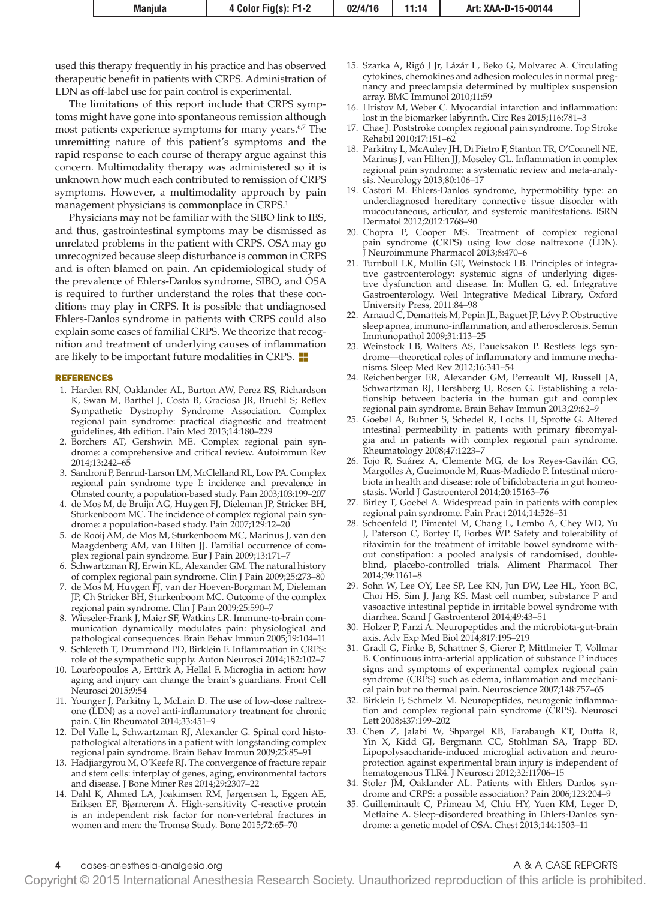used this therapy frequently in his practice and has observed therapeutic benefit in patients with CRPS. Administration of LDN as off-label use for pain control is experimental.

The limitations of this report include that CRPS symptoms might have gone into spontaneous remission although most patients experience symptoms for many years.[6,7] The unremitting nature of this patient's symptoms and the rapid response to each course of therapy argue against this concern. Multimodality therapy was administered so it is unknown how much each contributed to remission of CRPS symptoms. However, a multimodality approach by pain management physicians is commonplace in CRPS.[1]

Physicians may not be familiar with the SIBO link to IBS, and thus, gastrointestinal symptoms may be dismissed as unrelated problems in the patient with CRPS. OSA may go unrecognized because sleep disturbance is common in CRPS and is often blamed on pain. An epidemiological study of the prevalence of Ehlers-Danlos syndrome, SIBO, and OSA is required to further understand the roles that these conditions may play in CRPS. It is possible that undiagnosed Ehlers-Danlos syndrome in patients with CRPS could also explain some cases of familial CRPS. We theorize that recognition and treatment of underlying causes of inflammation are likely to be important future modalities in CRPS.

## REFERENCES

1. Harden RN, Oaklander AL, Burton AW, Perez RS, Richardson K, Swan M, Barthel J, Costa B, Graciosa JR, Bruehl S; Reflex Sympathetic Dystrophy Syndrome Association. Complex regional pain syndrome: practical diagnostic and treatment guidelines, 4th edition. Pain Med 2013;14:180–229
2. Borchers AT, Gershwin ME. Complex regional pain syndrome: a comprehensive and critical review. Autoimmun Rev 2014;13:242–65
3. Sandroni P, Benrud-Larson LM, McClelland RL, Low PA. Complex regional pain syndrome type I: incidence and prevalence in Olmsted county, a population-based study. Pain 2003;103:199–207
4. de Mos M, de Bruijn AG, Huygen FJ, Dieleman JP, Stricker BH, Sturkenboom MC. The incidence of complex regional pain syndrome: a population-based study. Pain 2007;129:12–20
5. de Rooij AM, de Mos M, Sturkenboom MC, Marinus J, van den Maagdenberg AM, van Hilten JJ. Familial occurrence of complex regional pain syndrome. Eur J Pain 2009;13:171–7
6. Schwartzman RJ, Erwin KL, Alexander GM. The natural history of complex regional pain syndrome. Clin J Pain 2009;25:273–80
7. de Mos M, Huygen FJ, van der Hoeven-Borgman M, Dieleman JP, Ch Stricker BH, Sturkenboom MC. Outcome of the complex regional pain syndrome. Clin J Pain 2009;25:590–7
8. Wieseler-Frank J, Maier SF, Watkins LR. Immune-to-brain communication dynamically modulates pain: physiological and pathological consequences. Brain Behav Immun 2005;19:104–11
9. Schlereth T, Drummond PD, Birklein F. Inflammation in CRPS: role of the sympathetic supply. Auton Neurosci 2014;182:102–7
10. Lourbopoulos A, Ertürk A, Hellal F. Microglia in action: how aging and injury can change the brain's guardians. Front Cell Neurosci 2015;9:54
11. Younger J, Parkitny L, McLain D. The use of low-dose naltrexone (LDN) as a novel anti-inflammatory treatment for chronic pain. Clin Rheumatol 2014;33:451–9
12. Del Valle L, Schwartzman RJ, Alexander G. Spinal cord histopathological alterations in a patient with longstanding complex regional pain syndrome. Brain Behav Immun 2009;23:85–91
13. Hadjiargyrou M, O'Keefe RJ. The convergence of fracture repair and stem cells: interplay of genes, aging, environmental factors and disease. J Bone Miner Res 2014;29:2307–22
14. Dahl K, Ahmed LA, Joakimsen RM, Jørgensen L, Eggen AE, Eriksen EF, Bjørnerem Å. High-sensitivity C-reactive protein is an independent risk factor for non-vertebral fractures in women and men: the Tromsø Study. Bone 2015;72:65–70
15. Szarka A, Rigó J Jr, Lázár L, Beko G, Molvarec A. Circulating cytokines, chemokines and adhesion molecules in normal pregnancy and preeclampsia determined by multiplex suspension array. BMC Immunol 2010;11:59
16. Hristov M, Weber C. Myocardial infarction and inflammation: lost in the biomarker labyrinth. Circ Res 2015;116:781–3
17. Chae J. Poststroke complex regional pain syndrome. Top Stroke Rehabil 2010;17:151–62
18. Parkitny L, McAuley JH, Di Pietro F, Stanton TR, O'Connell NE, Marinus J, van Hilten JJ, Moseley GL. Inflammation in complex regional pain syndrome: a systematic review and meta-analysis. Neurology 2013;80:106–17
19. Castori M. Ehlers-Danlos syndrome, hypermobility type: an underdiagnosed hereditary connective tissue disorder with mucocutaneous, articular, and systemic manifestations. ISRN Dermatol 2012;2012:1768–90
20. Chopra P, Cooper MS. Treatment of complex regional pain syndrome (CRPS) using low dose naltrexone (LDN). J Neuroimmune Pharmacol 2013;8:470–6
21. Turnbull LK, Mullin GE, Weinstock LB. Principles of integrative gastroenterology: systemic signs of underlying digestive dysfunction and disease. In: Mullen G, ed. Integrative Gastroenterology. Weil Integrative Medical Library, Oxford University Press, 2011:84–98
22. Arnaud C, Dematteis M, Pepin JL, Baguet JP, Lévy P. Obstructive sleep apnea, immuno-inflammation, and atherosclerosis. Semin Immunopathol 2009;31:113–25
23. Weinstock LB, Walters AS, Paueksakon P. Restless legs syndrome—theoretical roles of inflammatory and immune mechanisms. Sleep Med Rev 2012;16:341–54
24. Reichenberger ER, Alexander GM, Perreault MJ, Russell JA, Schwartzman RJ, Hershberg U, Rosen G. Establishing a relationship between bacteria in the human gut and complex regional pain syndrome. Brain Behav Immun 2013;29:62–9
25. Goebel A, Buhner S, Schedel R, Lochs H, Sprotte G. Altered intestinal permeability in patients with primary fibromyalgia and in patients with complex regional pain syndrome. Rheumatology 2008;47:1223–7
26. Tojo R, Suárez A, Clemente MG, de los Reyes-Gavilán CG, Margolles A, Gueimonde M, Ruas-Madiedo P. Intestinal microbiota in health and disease: role of bifidobacteria in gut homeostasis. World J Gastroenterol 2014;20:15163–76
27. Birley T, Goebel A. Widespread pain in patients with complex regional pain syndrome. Pain Pract 2014;14:526–31
28. Schoenfeld P, Pimentel M, Chang L, Lembo A, Chey WD, Yu J, Paterson C, Bortey E, Forbes WP. Safety and tolerability of rifaximin for the treatment of irritable bowel syndrome without constipation: a pooled analysis of randomised, double-blind, placebo-controlled trials. Aliment Pharmacol Ther 2014;39:1161–8
29. Sohn W, Lee OY, Lee SP, Lee KN, Jun DW, Lee HL, Yoon BC, Choi HS, Sim J, Jang KS. Mast cell number, substance P and vasoactive intestinal peptide in irritable bowel syndrome with diarrhea. Scand J Gastroenterol 2014;49:43–51
30. Holzer P, Farzi A. Neuropeptides and the microbiota-gut-brain axis. Adv Exp Med Biol 2014;817:195–219
31. Gradl G, Finke B, Schattner S, Gierer P, Mittlmeier T, Vollmar B. Continuous intra-arterial application of substance P induces signs and symptoms of experimental complex regional pain syndrome (CRPS) such as edema, inflammation and mechanical pain but no thermal pain. Neuroscience 2007;148:757–65
32. Birklein F, Schmelz M. Neuropeptides, neurogenic inflammation and complex regional pain syndrome (CRPS). Neurosci Lett 2008;437:199–202
33. Chen Z, Jalabi W, Shpargel KB, Farabaugh KT, Dutta R, Yin X, Kidd GJ, Bergmann CC, Stohlman SA, Trapp BD. Lipopolysaccharide-induced microglial activation and neuroprotection against experimental brain injury is independent of hematogenous TLR4. J Neurosci 2012;32:11706–15
34. Stoler JM, Oaklander AL. Patients with Ehlers Danlos syndrome and CRPS: a possible association? Pain 2006;123:204–9
35. Guilleminault C, Primeau M, Chiu HY, Yuen KM, Leger D, Metlaine A. Sleep-disordered breathing in Ehlers-Danlos syndrome: a genetic model of OSA. Chest 2013;144:1503–11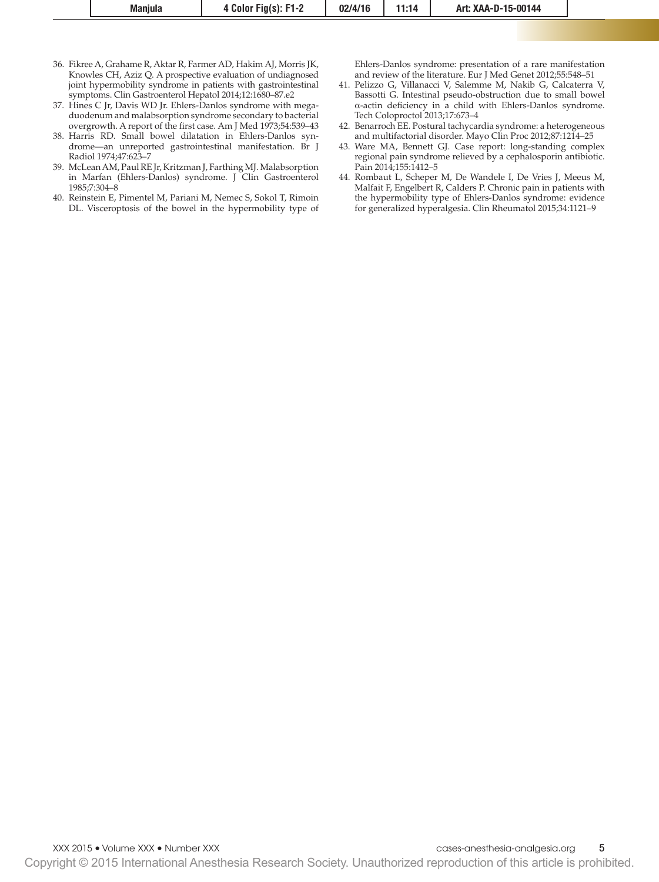36. Fikree A, Grahame R, Aktar R, Farmer AD, Hakim AJ, Morris JK, Knowles CH, Aziz Q. A prospective evaluation of undiagnosed joint hypermobility syndrome in patients with gastrointestinal symptoms. Clin Gastroenterol Hepatol 2014;12:1680–87.e2
37. Hines C Jr, Davis WD Jr. Ehlers-Danlos syndrome with megaduodenum and malabsorption syndrome secondary to bacterial overgrowth. A report of the first case. Am J Med 1973;54:539–43
38. Harris RD. Small bowel dilatation in Ehlers-Danlos syndrome—an unreported gastrointestinal manifestation. Br J Radiol 1974;47:623–7
39. McLean AM, Paul RE Jr, Kritzman J, Farthing MJ. Malabsorption in Marfan (Ehlers-Danlos) syndrome. J Clin Gastroenterol 1985;7:304–8
40. Reinstein E, Pimentel M, Pariani M, Nemec S, Sokol T, Rimoin DL. Visceroptosis of the bowel in the hypermobility type of Ehlers-Danlos syndrome: presentation of a rare manifestation and review of the literature. Eur J Med Genet 2012;55:548–51
41. Pelizzo G, Villanacci V, Salemme M, Nakib G, Calcaterra V, Bassotti G. Intestinal pseudo-obstruction due to small bowel α-actin deficiency in a child with Ehlers-Danlos syndrome. Tech Coloproctol 2013;17:673–4
42. Benarroch EE. Postural tachycardia syndrome: a heterogeneous and multifactorial disorder. Mayo Clin Proc 2012;87:1214–25
43. Ware MA, Bennett GJ. Case report: long-standing complex regional pain syndrome relieved by a cephalosporin antibiotic. Pain 2014;155:1412–5
44. Rombaut L, Scheper M, De Wandele I, De Vries J, Meeus M, Malfait F, Engelbert R, Calders P. Chronic pain in patients with the hypermobility type of Ehlers-Danlos syndrome: evidence for generalized hyperalgesia. Clin Rheumatol 2015;34:1121–9